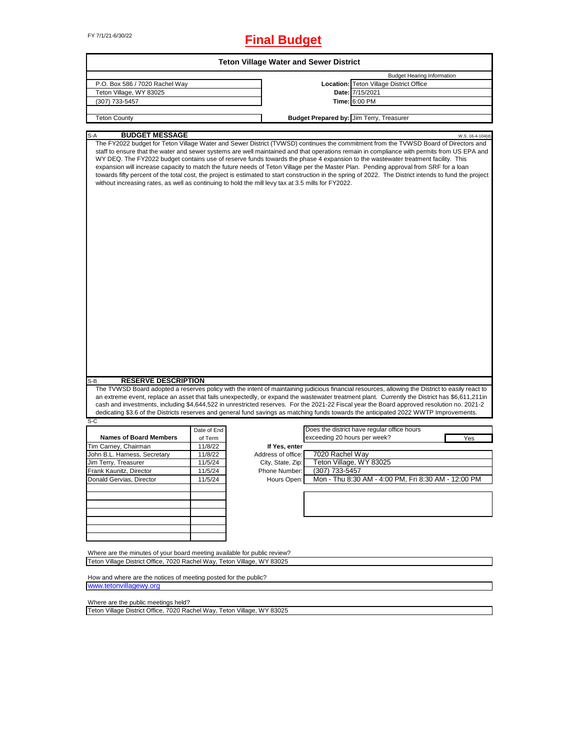FY 7/1/21-6/30/22

# Final Budget

## Teton Village Water and Sewer District

| | | |
|---|---|---|
| P.O. Box 586 / 7020 Rachel Way | | Budget Hearing Information |
| Teton Village, WY 83025 | **Location:** | Teton Village District Office |
| (307) 733-5457 | **Date:** | 7/15/2021 |
| | **Time:** | 6:00 PM |
| Teton County | **Budget Prepared by:** | Jim Terry, Treasurer |

S-A **BUDGET MESSAGE** W.S. 16-4-104(d)

The FY2022 budget for Teton Village Water and Sewer District (TVWSD) continues the commitment from the TVWSD Board of Directors and staff to ensure that the water and sewer systems are well maintained and that operations remain in compliance with permits from US EPA and WY DEQ. The FY2022 budget contains use of reserve funds towards the phase 4 expansion to the wastewater treatment facility. This expansion will increase capacity to match the future needs of Teton Village per the Master Plan. Pending approval from SRF for a loan towards fifty percent of the total cost, the project is estimated to start construction in the spring of 2022. The District intends to fund the project without increasing rates, as well as continuing to hold the mill levy tax at 3.5 mills for FY2022.

S-B **RESERVE DESCRIPTION**

The TVWSD Board adopted a reserves policy with the intent of maintaining judicious financial resources, allowing the District to easily react to an extreme event, replace an asset that fails unexpectedly, or expand the wastewater treatment plant. Currently the District has $6,611,211in cash and investments, including $4,644,522 in unrestricted reserves. For the 2021-22 Fiscal year the Board approved resolution no. 2021-2 dedicating $3.6 of the Districts reserves and general fund savings as matching funds towards the anticipated 2022 WWTP Improvements.

S-C

| Names of Board Members | Date of End of Term |
|---|---|
| Tim Carney, Chairman | 11/8/22 |
| John B.L. Harness, Secretary | 11/8/22 |
| Jim Terry, Treasurer | 11/5/24 |
| Frank Kaunitz, Director | 11/5/24 |
| Donald Gervias, Director | 11/5/24 |

Does the district have regular office hours exceeding 20 hours per week? **Yes**

**If Yes, enter**

| | |
|---|---|
| Address of office: | 7020 Rachel Way |
| City, State, Zip: | Teton Village, WY 83025 |
| Phone Number: | (307) 733-5457 |
| Hours Open: | Mon - Thu 8:30 AM - 4:00 PM, Fri 8:30 AM - 12:00 PM |

Where are the minutes of your board meeting available for public review?
Teton Village District Office, 7020 Rachel Way, Teton Village, WY 83025

How and where are the notices of meeting posted for the public?
www.tetonvillagewy.org

Where are the public meetings held?
Teton Village District Office, 7020 Rachel Way, Teton Village, WY 83025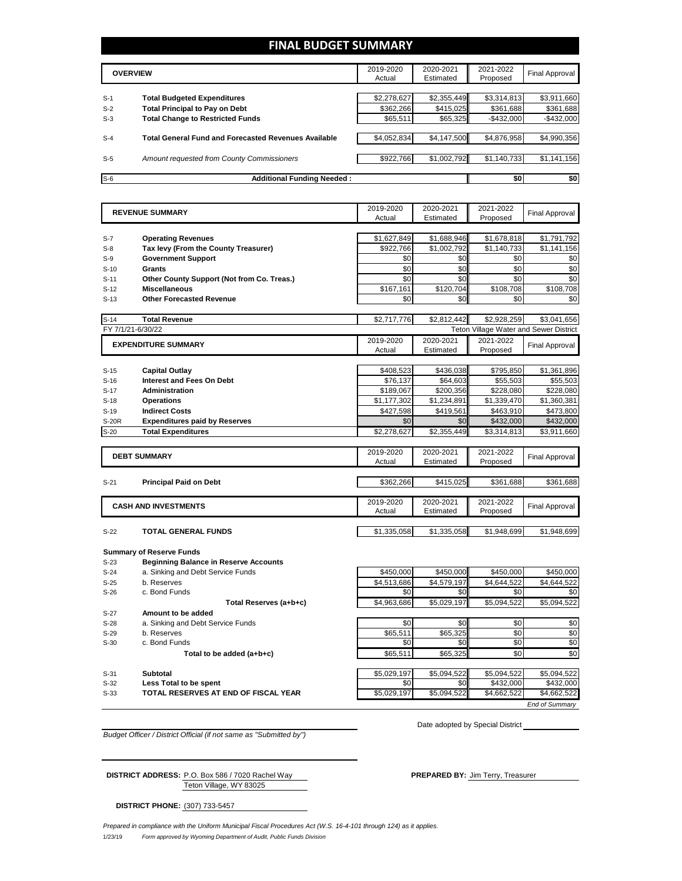# FINAL BUDGET SUMMARY

| | OVERVIEW | 2019-2020 Actual | 2020-2021 Estimated | 2021-2022 Proposed | Final Approval |
|---|---|---|---|---|---|
| S-1 | **Total Budgeted Expenditures** | $2,278,627 | $2,355,449 | $3,314,813 | $3,911,660 |
| S-2 | **Total Principal to Pay on Debt** | $362,266 | $415,025 | $361,688 | $361,688 |
| S-3 | **Total Change to Restricted Funds** | $65,511 | $65,325 | -$432,000 | -$432,000 |
| S-4 | **Total General Fund and Forecasted Revenues Available** | $4,052,834 | $4,147,500 | $4,876,958 | $4,990,356 |
| S-5 | *Amount requested from County Commissioners* | $922,766 | $1,002,792 | $1,140,733 | $1,141,156 |
| S-6 | **Additional Funding Needed :** | | | $0 | $0 |

| | REVENUE SUMMARY | 2019-2020 Actual | 2020-2021 Estimated | 2021-2022 Proposed | Final Approval |
|---|---|---|---|---|---|
| S-7 | **Operating Revenues** | $1,627,849 | $1,688,946 | $1,678,818 | $1,791,792 |
| S-8 | **Tax levy (From the County Treasurer)** | $922,766 | $1,002,792 | $1,140,733 | $1,141,156 |
| S-9 | **Government Support** | $0 | $0 | $0 | $0 |
| S-10 | **Grants** | $0 | $0 | $0 | $0 |
| S-11 | **Other County Support (Not from Co. Treas.)** | $0 | $0 | $0 | $0 |
| S-12 | **Miscellaneous** | $167,161 | $120,704 | $108,708 | $108,708 |
| S-13 | **Other Forecasted Revenue** | $0 | $0 | $0 | $0 |
| S-14 | **Total Revenue** | $2,717,776 | $2,812,442 | $2,928,259 | $3,041,656 |

FY 7/1/21-6/30/22 — Teton Village Water and Sewer District

| | EXPENDITURE SUMMARY | 2019-2020 Actual | 2020-2021 Estimated | 2021-2022 Proposed | Final Approval |
|---|---|---|---|---|---|
| S-15 | **Capital Outlay** | $408,523 | $436,038 | $795,850 | $1,361,896 |
| S-16 | **Interest and Fees On Debt** | $76,137 | $64,603 | $55,503 | $55,503 |
| S-17 | **Administration** | $189,067 | $200,356 | $228,080 | $228,080 |
| S-18 | **Operations** | $1,177,302 | $1,234,891 | $1,339,470 | $1,360,381 |
| S-19 | **Indirect Costs** | $427,598 | $419,561 | $463,910 | $473,800 |
| S-20R | **Expenditures paid by Reserves** | $0 | $0 | $432,000 | $432,000 |
| S-20 | **Total Expenditures** | $2,278,627 | $2,355,449 | $3,314,813 | $3,911,660 |

| | DEBT SUMMARY | 2019-2020 Actual | 2020-2021 Estimated | 2021-2022 Proposed | Final Approval |
|---|---|---|---|---|---|
| S-21 | **Principal Paid on Debt** | $362,266 | $415,025 | $361,688 | $361,688 |

| | CASH AND INVESTMENTS | 2019-2020 Actual | 2020-2021 Estimated | 2021-2022 Proposed | Final Approval |
|---|---|---|---|---|---|
| S-22 | **TOTAL GENERAL FUNDS** | $1,335,058 | $1,335,058 | $1,948,699 | $1,948,699 |

**Summary of Reserve Funds**

| | | 2019-2020 Actual | 2020-2021 Estimated | 2021-2022 Proposed | Final Approval |
|---|---|---|---|---|---|
| S-23 | **Beginning Balance in Reserve Accounts** | | | | |
| S-24 | a. Sinking and Debt Service Funds | $450,000 | $450,000 | $450,000 | $450,000 |
| S-25 | b. Reserves | $4,513,686 | $4,579,197 | $4,644,522 | $4,644,522 |
| S-26 | c. Bond Funds | $0 | $0 | $0 | $0 |
| | **Total Reserves (a+b+c)** | $4,963,686 | $5,029,197 | $5,094,522 | $5,094,522 |
| S-27 | **Amount to be added** | | | | |
| S-28 | a. Sinking and Debt Service Funds | $0 | $0 | $0 | $0 |
| S-29 | b. Reserves | $65,511 | $65,325 | $0 | $0 |
| S-30 | c. Bond Funds | $0 | $0 | $0 | $0 |
| | **Total to be added (a+b+c)** | $65,511 | $65,325 | $0 | $0 |
| S-31 | **Subtotal** | $5,029,197 | $5,094,522 | $5,094,522 | $5,094,522 |
| S-32 | **Less Total to be spent** | $0 | $0 | $432,000 | $432,000 |
| S-33 | **TOTAL RESERVES AT END OF FISCAL YEAR** | $5,029,197 | $5,094,522 | $4,662,522 | $4,662,522 |

*End of Summary*

*Budget Officer / District Official (if not same as "Submitted by")*

Date adopted by Special District

**DISTRICT ADDRESS:** P.O. Box 586 / 7020 Rachel Way
Teton Village, WY 83025

**PREPARED BY:** Jim Terry, Treasurer

**DISTRICT PHONE:** (307) 733-5457

*Prepared in compliance with the Uniform Municipal Fiscal Procedures Act (W.S. 16-4-101 through 124) as it applies.*

1/23/19 *Form approved by Wyoming Department of Audit, Public Funds Division*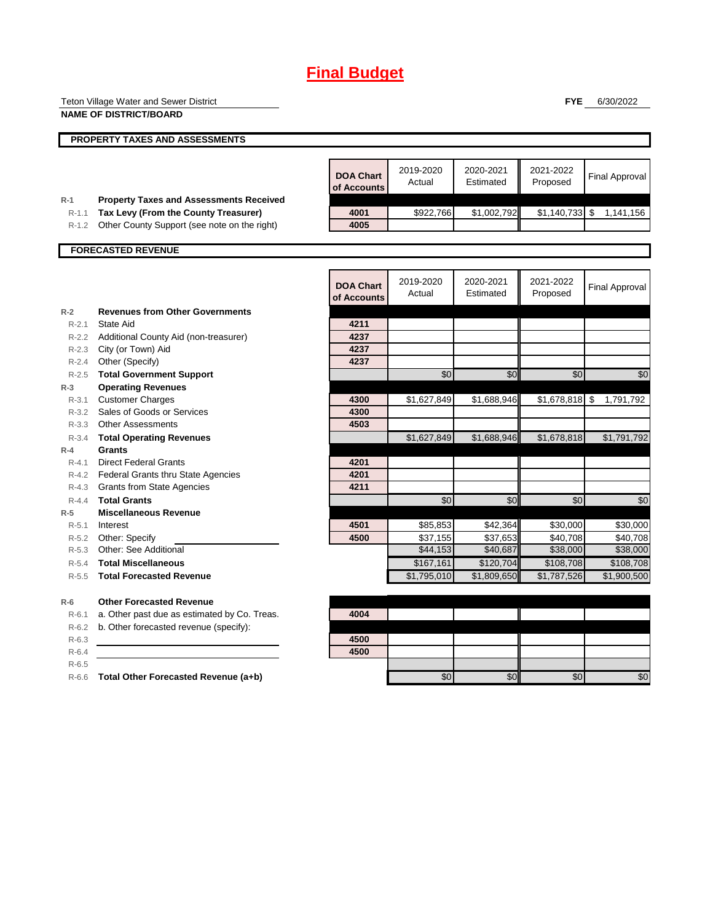# Final Budget

Teton Village Water and Sewer District

**NAME OF DISTRICT/BOARD**

**FYE** 6/30/2022

## PROPERTY TAXES AND ASSESSMENTS

| | | DOA Chart of Accounts | 2019-2020 Actual | 2020-2021 Estimated | 2021-2022 Proposed | Final Approval |
|---|---|---|---|---|---|---|
| R-1 | **Property Taxes and Assessments Received** | | | | | |
| R-1.1 | **Tax Levy (From the County Treasurer)** | 4001 | $922,766 | $1,002,792 | $1,140,733 | $ 1,141,156 |
| R-1.2 | Other County Support (see note on the right) | 4005 | | | | |

## FORECASTED REVENUE

| | | DOA Chart of Accounts | 2019-2020 Actual | 2020-2021 Estimated | 2021-2022 Proposed | Final Approval |
|---|---|---|---|---|---|---|
| R-2 | **Revenues from Other Governments** | | | | | |
| R-2.1 | State Aid | 4211 | | | | |
| R-2.2 | Additional County Aid (non-treasurer) | 4237 | | | | |
| R-2.3 | City (or Town) Aid | 4237 | | | | |
| R-2.4 | Other (Specify) | 4237 | | | | |
| R-2.5 | **Total Government Support** | | $0 | $0 | $0 | $0 |
| R-3 | **Operating Revenues** | | | | | |
| R-3.1 | Customer Charges | 4300 | $1,627,849 | $1,688,946 | $1,678,818 | $ 1,791,792 |
| R-3.2 | Sales of Goods or Services | 4300 | | | | |
| R-3.3 | Other Assessments | 4503 | | | | |
| R-3.4 | **Total Operating Revenues** | | $1,627,849 | $1,688,946 | $1,678,818 | $1,791,792 |
| R-4 | **Grants** | | | | | |
| R-4.1 | Direct Federal Grants | 4201 | | | | |
| R-4.2 | Federal Grants thru State Agencies | 4201 | | | | |
| R-4.3 | Grants from State Agencies | 4211 | | | | |
| R-4.4 | **Total Grants** | | $0 | $0 | $0 | $0 |
| R-5 | **Miscellaneous Revenue** | | | | | |
| R-5.1 | Interest | 4501 | $85,853 | $42,364 | $30,000 | $30,000 |
| R-5.2 | Other: Specify | 4500 | $37,155 | $37,653 | $40,708 | $40,708 |
| R-5.3 | Other: See Additional | | $44,153 | $40,687 | $38,000 | $38,000 |
| R-5.4 | **Total Miscellaneous** | | $167,161 | $120,704 | $108,708 | $108,708 |
| R-5.5 | **Total Forecasted Revenue** | | $1,795,010 | $1,809,650 | $1,787,526 | $1,900,500 |
| R-6 | **Other Forecasted Revenue** | | | | | |
| R-6.1 | a. Other past due as estimated by Co. Treas. | 4004 | | | | |
| R-6.2 | b. Other forecasted revenue (specify): | | | | | |
| R-6.3 | | 4500 | | | | |
| R-6.4 | | 4500 | | | | |
| R-6.5 | | | | | | |
| R-6.6 | **Total Other Forecasted Revenue (a+b)** | | $0 | $0 | $0 | $0 |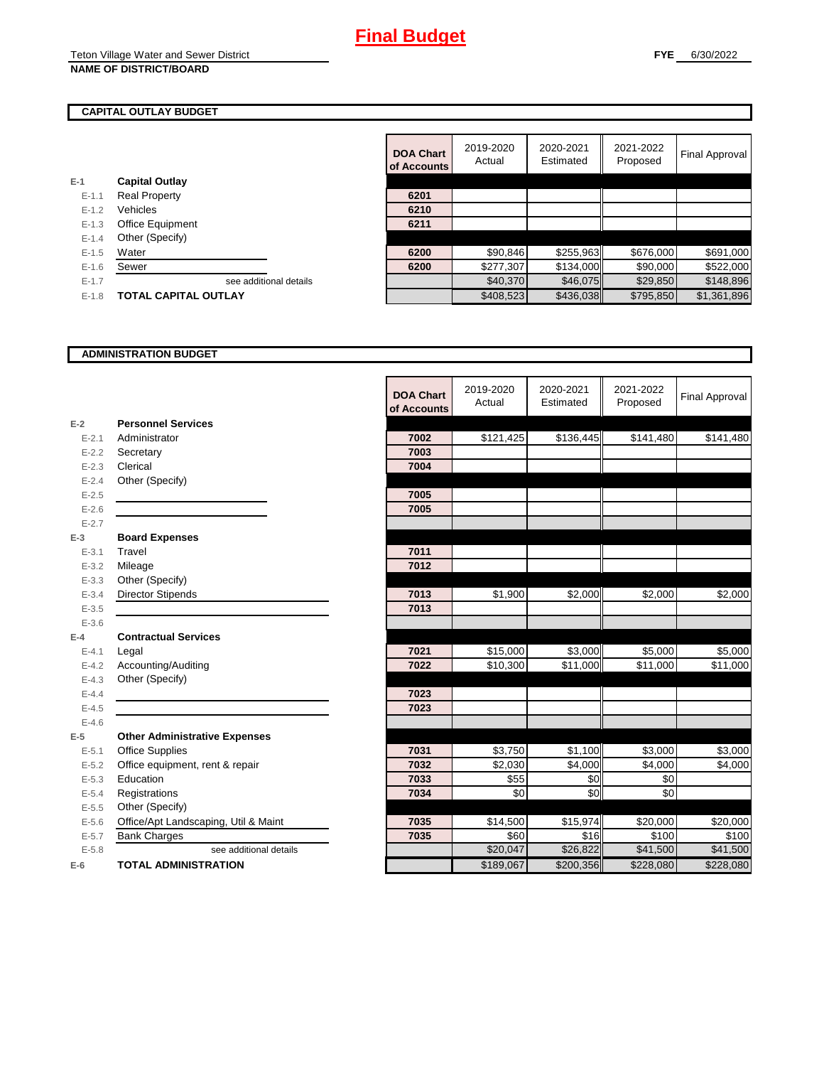# Final Budget

Teton Village Water and Sewer District
**NAME OF DISTRICT/BOARD**

**FYE** 6/30/2022

## CAPITAL OUTLAY BUDGET

| | | DOA Chart of Accounts | 2019-2020 Actual | 2020-2021 Estimated | 2021-2022 Proposed | Final Approval |
|---|---|---|---|---|---|---|
| E-1 | **Capital Outlay** | | | | | |
| E-1.1 | Real Property | 6201 | | | | |
| E-1.2 | Vehicles | 6210 | | | | |
| E-1.3 | Office Equipment | 6211 | | | | |
| E-1.4 | Other (Specify) | | | | | |
| E-1.5 | Water | 6200 | $90,846 | $255,963 | $676,000 | $691,000 |
| E-1.6 | Sewer | 6200 | $277,307 | $134,000 | $90,000 | $522,000 |
| E-1.7 | see additional details | | $40,370 | $46,075 | $29,850 | $148,896 |
| E-1.8 | **TOTAL CAPITAL OUTLAY** | | $408,523 | $436,038 | $795,850 | $1,361,896 |

## ADMINISTRATION BUDGET

| | | DOA Chart of Accounts | 2019-2020 Actual | 2020-2021 Estimated | 2021-2022 Proposed | Final Approval |
|---|---|---|---|---|---|---|
| E-2 | **Personnel Services** | | | | | |
| E-2.1 | Administrator | 7002 | $121,425 | $136,445 | $141,480 | $141,480 |
| E-2.2 | Secretary | 7003 | | | | |
| E-2.3 | Clerical | 7004 | | | | |
| E-2.4 | Other (Specify) | | | | | |
| E-2.5 | | 7005 | | | | |
| E-2.6 | | 7005 | | | | |
| E-2.7 | | | | | | |
| E-3 | **Board Expenses** | | | | | |
| E-3.1 | Travel | 7011 | | | | |
| E-3.2 | Mileage | 7012 | | | | |
| E-3.3 | Other (Specify) | | | | | |
| E-3.4 | Director Stipends | 7013 | $1,900 | $2,000 | $2,000 | $2,000 |
| E-3.5 | | 7013 | | | | |
| E-3.6 | | | | | | |
| E-4 | **Contractual Services** | | | | | |
| E-4.1 | Legal | 7021 | $15,000 | $3,000 | $5,000 | $5,000 |
| E-4.2 | Accounting/Auditing | 7022 | $10,300 | $11,000 | $11,000 | $11,000 |
| E-4.3 | Other (Specify) | | | | | |
| E-4.4 | | 7023 | | | | |
| E-4.5 | | 7023 | | | | |
| E-4.6 | | | | | | |
| E-5 | **Other Administrative Expenses** | | | | | |
| E-5.1 | Office Supplies | 7031 | $3,750 | $1,100 | $3,000 | $3,000 |
| E-5.2 | Office equipment, rent & repair | 7032 | $2,030 | $4,000 | $4,000 | $4,000 |
| E-5.3 | Education | 7033 | $55 | $0 | $0 | |
| E-5.4 | Registrations | 7034 | $0 | $0 | $0 | |
| E-5.5 | Other (Specify) | | | | | |
| E-5.6 | Office/Apt Landscaping, Util & Maint | 7035 | $14,500 | $15,974 | $20,000 | $20,000 |
| E-5.7 | Bank Charges | 7035 | $60 | $16 | $100 | $100 |
| E-5.8 | see additional details | | $20,047 | $26,822 | $41,500 | $41,500 |
| E-6 | **TOTAL ADMINISTRATION** | | $189,067 | $200,356 | $228,080 | $228,080 |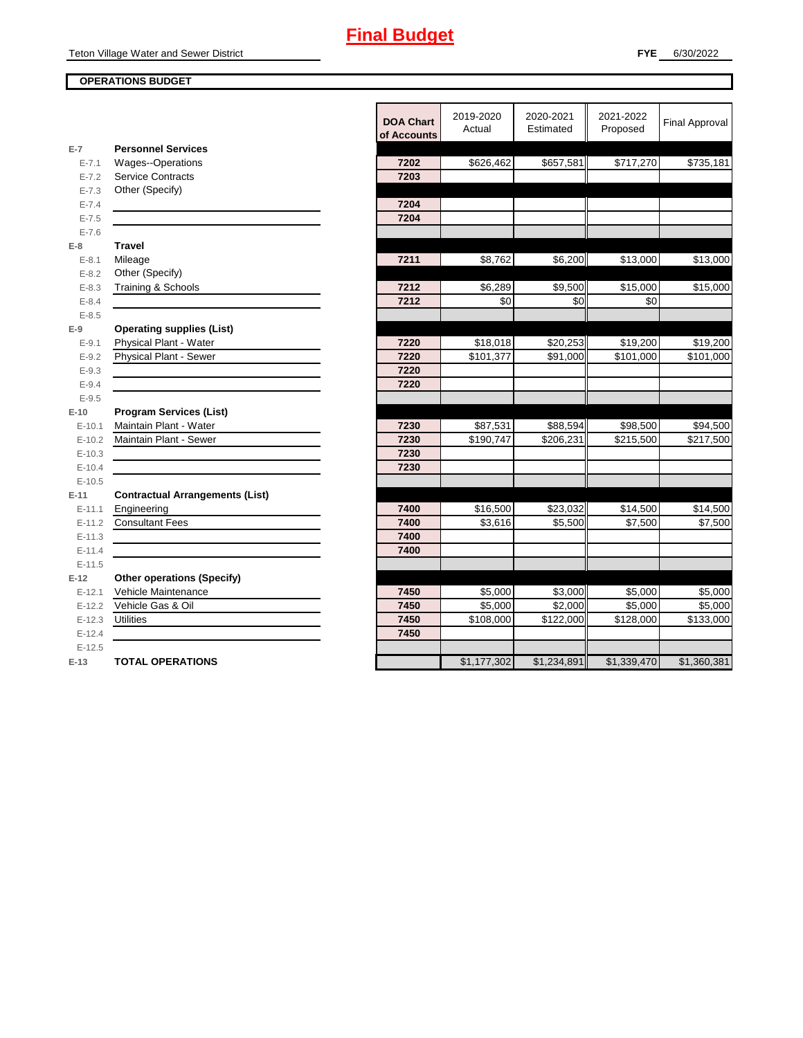# Final Budget

Teton Village Water and Sewer District

**FYE** 6/30/2022

**OPERATIONS BUDGET**

| | | DOA Chart of Accounts | 2019-2020 Actual | 2020-2021 Estimated | 2021-2022 Proposed | Final Approval |
|---|---|---|---|---|---|---|
| **E-7** | **Personnel Services** | | | | | |
| E-7.1 | Wages--Operations | 7202 | $626,462 | $657,581 | $717,270 | $735,181 |
| E-7.2 | Service Contracts | 7203 | | | | |
| E-7.3 | Other (Specify) | | | | | |
| E-7.4 | | 7204 | | | | |
| E-7.5 | | 7204 | | | | |
| E-7.6 | | | | | | |
| **E-8** | **Travel** | | | | | |
| E-8.1 | Mileage | 7211 | $8,762 | $6,200 | $13,000 | $13,000 |
| E-8.2 | Other (Specify) | | | | | |
| E-8.3 | Training & Schools | 7212 | $6,289 | $9,500 | $15,000 | $15,000 |
| E-8.4 | | 7212 | $0 | $0 | $0 | |
| E-8.5 | | | | | | |
| **E-9** | **Operating supplies (List)** | | | | | |
| E-9.1 | Physical Plant - Water | 7220 | $18,018 | $20,253 | $19,200 | $19,200 |
| E-9.2 | Physical Plant - Sewer | 7220 | $101,377 | $91,000 | $101,000 | $101,000 |
| E-9.3 | | 7220 | | | | |
| E-9.4 | | 7220 | | | | |
| E-9.5 | | | | | | |
| **E-10** | **Program Services (List)** | | | | | |
| E-10.1 | Maintain Plant - Water | 7230 | $87,531 | $88,594 | $98,500 | $94,500 |
| E-10.2 | Maintain Plant - Sewer | 7230 | $190,747 | $206,231 | $215,500 | $217,500 |
| E-10.3 | | 7230 | | | | |
| E-10.4 | | 7230 | | | | |
| E-10.5 | | | | | | |
| **E-11** | **Contractual Arrangements (List)** | | | | | |
| E-11.1 | Engineering | 7400 | $16,500 | $23,032 | $14,500 | $14,500 |
| E-11.2 | Consultant Fees | 7400 | $3,616 | $5,500 | $7,500 | $7,500 |
| E-11.3 | | 7400 | | | | |
| E-11.4 | | 7400 | | | | |
| E-11.5 | | | | | | |
| **E-12** | **Other operations (Specify)** | | | | | |
| E-12.1 | Vehicle Maintenance | 7450 | $5,000 | $3,000 | $5,000 | $5,000 |
| E-12.2 | Vehicle Gas & Oil | 7450 | $5,000 | $2,000 | $5,000 | $5,000 |
| E-12.3 | Utilities | 7450 | $108,000 | $122,000 | $128,000 | $133,000 |
| E-12.4 | | 7450 | | | | |
| E-12.5 | | | | | | |
| **E-13** | **TOTAL OPERATIONS** | | $1,177,302 | $1,234,891 | $1,339,470 | $1,360,381 |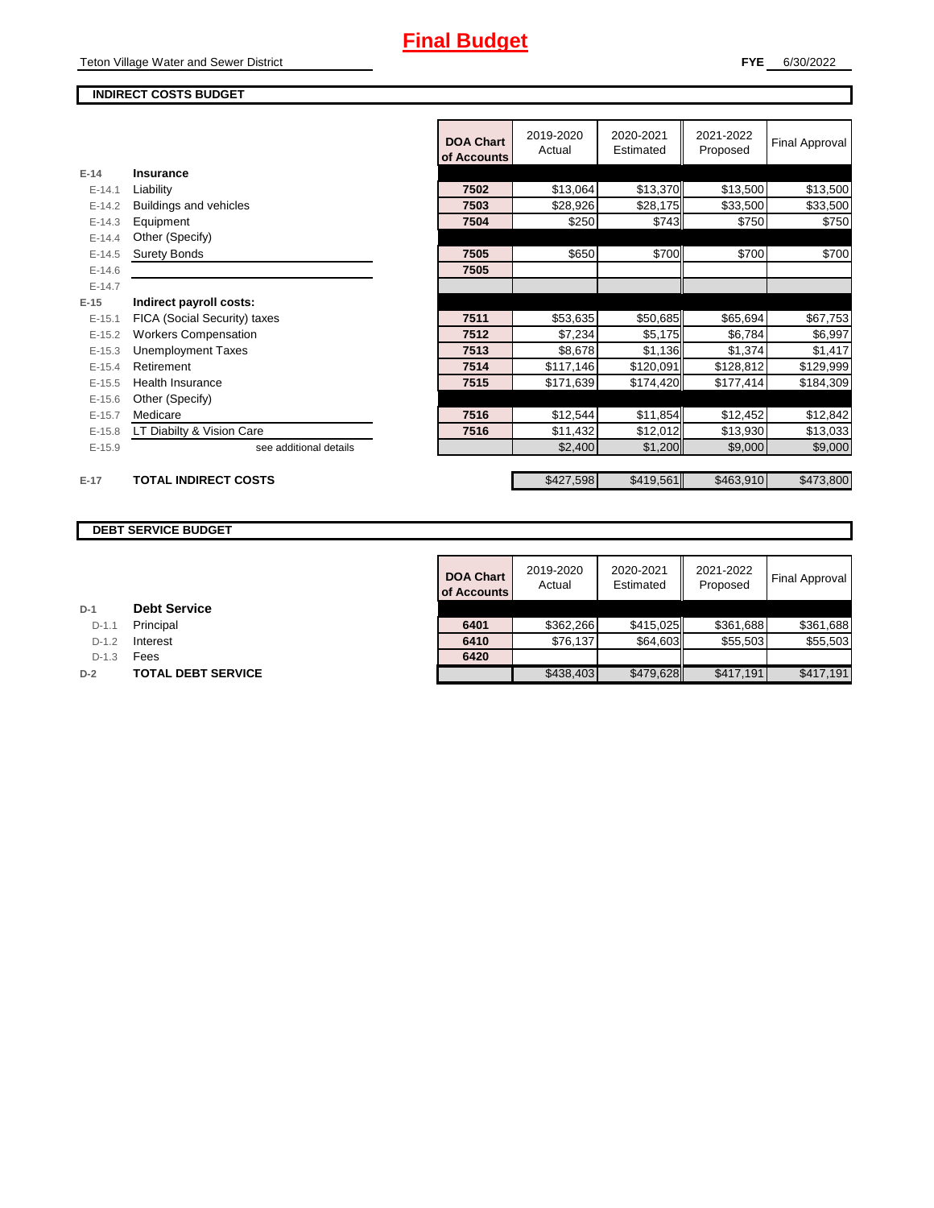# Final Budget

Teton Village Water and Sewer District

**FYE** 6/30/2022

## INDIRECT COSTS BUDGET

| | | DOA Chart of Accounts | 2019-2020 Actual | 2020-2021 Estimated | 2021-2022 Proposed | Final Approval |
|---|---|---|---|---|---|---|
| E-14 | **Insurance** | | | | | |
| E-14.1 | Liability | 7502 | $13,064 | $13,370 | $13,500 | $13,500 |
| E-14.2 | Buildings and vehicles | 7503 | $28,926 | $28,175 | $33,500 | $33,500 |
| E-14.3 | Equipment | 7504 | $250 | $743 | $750 | $750 |
| E-14.4 | Other (Specify) | | | | | |
| E-14.5 | Surety Bonds | 7505 | $650 | $700 | $700 | $700 |
| E-14.6 | | 7505 | | | | |
| E-14.7 | | | | | | |
| E-15 | **Indirect payroll costs:** | | | | | |
| E-15.1 | FICA (Social Security) taxes | 7511 | $53,635 | $50,685 | $65,694 | $67,753 |
| E-15.2 | Workers Compensation | 7512 | $7,234 | $5,175 | $6,784 | $6,997 |
| E-15.3 | Unemployment Taxes | 7513 | $8,678 | $1,136 | $1,374 | $1,417 |
| E-15.4 | Retirement | 7514 | $117,146 | $120,091 | $128,812 | $129,999 |
| E-15.5 | Health Insurance | 7515 | $171,639 | $174,420 | $177,414 | $184,309 |
| E-15.6 | Other (Specify) | | | | | |
| E-15.7 | Medicare | 7516 | $12,544 | $11,854 | $12,452 | $12,842 |
| E-15.8 | LT Diabilty & Vision Care | 7516 | $11,432 | $12,012 | $13,930 | $13,033 |
| E-15.9 | see additional details | | $2,400 | $1,200 | $9,000 | $9,000 |
| E-17 | **TOTAL INDIRECT COSTS** | | $427,598 | $419,561 | $463,910 | $473,800 |

## DEBT SERVICE BUDGET

| | | DOA Chart of Accounts | 2019-2020 Actual | 2020-2021 Estimated | 2021-2022 Proposed | Final Approval |
|---|---|---|---|---|---|---|
| D-1 | **Debt Service** | | | | | |
| D-1.1 | Principal | 6401 | $362,266 | $415,025 | $361,688 | $361,688 |
| D-1.2 | Interest | 6410 | $76,137 | $64,603 | $55,503 | $55,503 |
| D-1.3 | Fees | 6420 | | | | |
| D-2 | **TOTAL DEBT SERVICE** | | $438,403 | $479,628 | $417,191 | $417,191 |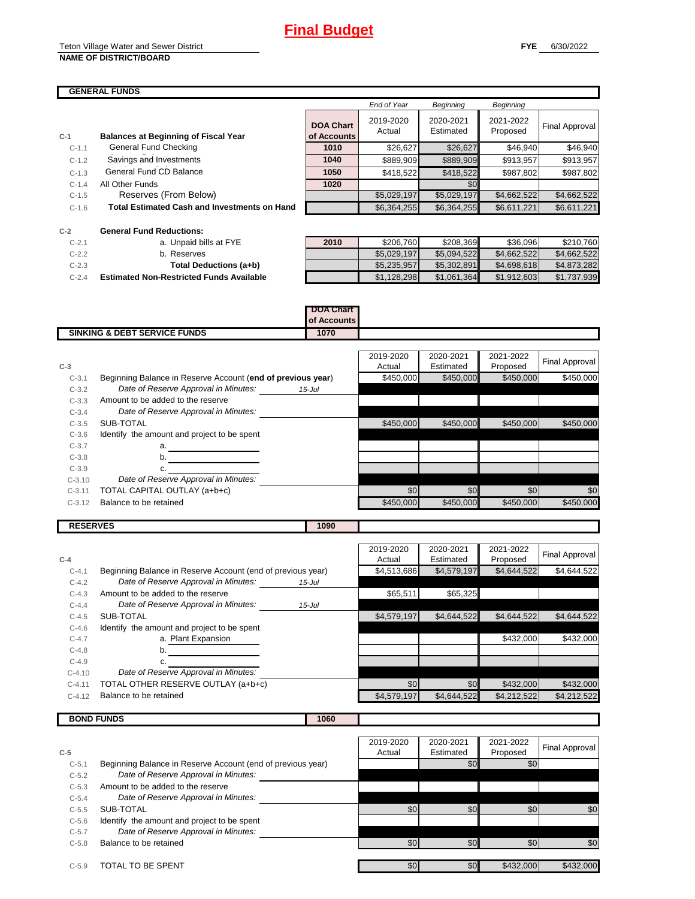# Final Budget

Teton Village Water and Sewer District

**NAME OF DISTRICT/BOARD**

**FYE** 6/30/2022

## GENERAL FUNDS

| | | DOA Chart of Accounts | End of Year 2019-2020 Actual | Beginning 2020-2021 Estimated | Beginning 2021-2022 Proposed | Final Approval |
|---|---|---|---|---|---|---|
| **C-1** | **Balances at Beginning of Fiscal Year** | | | | | |
| C-1.1 | General Fund Checking | 1010 | $26,627 | $26,627 | $46,940 | $46,940 |
| C-1.2 | Savings and Investments | 1040 | $889,909 | $889,909 | $913,957 | $913,957 |
| C-1.3 | General Fund CD Balance | 1050 | $418,522 | $418,522 | $987,802 | $987,802 |
| C-1.4 | All Other Funds | 1020 | | $0 | | |
| C-1.5 | Reserves (From Below) | | $5,029,197 | $5,029,197 | $4,662,522 | $4,662,522 |
| C-1.6 | **Total Estimated Cash and Investments on Hand** | | $6,364,255 | $6,364,255 | $6,611,221 | $6,611,221 |
| **C-2** | **General Fund Reductions:** | | | | | |
| C-2.1 | a. Unpaid bills at FYE | 2010 | $206,760 | $208,369 | $36,096 | $210,760 |
| C-2.2 | b. Reserves | | $5,029,197 | $5,094,522 | $4,662,522 | $4,662,522 |
| C-2.3 | **Total Deductions (a+b)** | | $5,235,957 | $5,302,891 | $4,698,618 | $4,873,282 |
| C-2.4 | **Estimated Non-Restricted Funds Available** | | $1,128,298 | $1,061,364 | $1,912,603 | $1,737,939 |

## SINKING & DEBT SERVICE FUNDS (DOA Chart of Accounts 1070)

| **C-3** | | | 2019-2020 Actual | 2020-2021 Estimated | 2021-2022 Proposed | Final Approval |
|---|---|---|---|---|---|---|
| C-3.1 | Beginning Balance in Reserve Account (**end of previous year**) | | $450,000 | $450,000 | $450,000 | $450,000 |
| C-3.2 | *Date of Reserve Approval in Minutes:* | *15-Jul* | | | | |
| C-3.3 | Amount to be added to the reserve | | | | | |
| C-3.4 | *Date of Reserve Approval in Minutes:* | | | | | |
| C-3.5 | SUB-TOTAL | | $450,000 | $450,000 | $450,000 | $450,000 |
| C-3.6 | Identify the amount and project to be spent | | | | | |
| C-3.7 | a. | | | | | |
| C-3.8 | b. | | | | | |
| C-3.9 | c. | | | | | |
| C-3.10 | *Date of Reserve Approval in Minutes:* | | | | | |
| C-3.11 | TOTAL CAPITAL OUTLAY (a+b+c) | | $0 | $0 | $0 | $0 |
| C-3.12 | Balance to be retained | | $450,000 | $450,000 | $450,000 | $450,000 |

## RESERVES (1090)

| **C-4** | | | 2019-2020 Actual | 2020-2021 Estimated | 2021-2022 Proposed | Final Approval |
|---|---|---|---|---|---|---|
| C-4.1 | Beginning Balance in Reserve Account (end of previous year) | | $4,513,686 | $4,579,197 | $4,644,522 | $4,644,522 |
| C-4.2 | *Date of Reserve Approval in Minutes:* | *15-Jul* | | | | |
| C-4.3 | Amount to be added to the reserve | | $65,511 | $65,325 | | |
| C-4.4 | *Date of Reserve Approval in Minutes:* | *15-Jul* | | | | |
| C-4.5 | SUB-TOTAL | | $4,579,197 | $4,644,522 | $4,644,522 | $4,644,522 |
| C-4.6 | Identify the amount and project to be spent | | | | | |
| C-4.7 | a. Plant Expansion | | | | $432,000 | $432,000 |
| C-4.8 | b. | | | | | |
| C-4.9 | c. | | | | | |
| C-4.10 | *Date of Reserve Approval in Minutes:* | | | | | |
| C-4.11 | TOTAL OTHER RESERVE OUTLAY (a+b+c) | | $0 | $0 | $432,000 | $432,000 |
| C-4.12 | Balance to be retained | | $4,579,197 | $4,644,522 | $4,212,522 | $4,212,522 |

## BOND FUNDS (1060)

| **C-5** | | | 2019-2020 Actual | 2020-2021 Estimated | 2021-2022 Proposed | Final Approval |
|---|---|---|---|---|---|---|
| C-5.1 | Beginning Balance in Reserve Account (end of previous year) | | | $0 | $0 | |
| C-5.2 | *Date of Reserve Approval in Minutes:* | | | | | |
| C-5.3 | Amount to be added to the reserve | | | | | |
| C-5.4 | *Date of Reserve Approval in Minutes:* | | | | | |
| C-5.5 | SUB-TOTAL | | $0 | $0 | $0 | $0 |
| C-5.6 | Identify the amount and project to be spent | | | | | |
| C-5.7 | *Date of Reserve Approval in Minutes:* | | | | | |
| C-5.8 | Balance to be retained | | $0 | $0 | $0 | $0 |
| C-5.9 | TOTAL TO BE SPENT | | $0 | $0 | $432,000 | $432,000 |